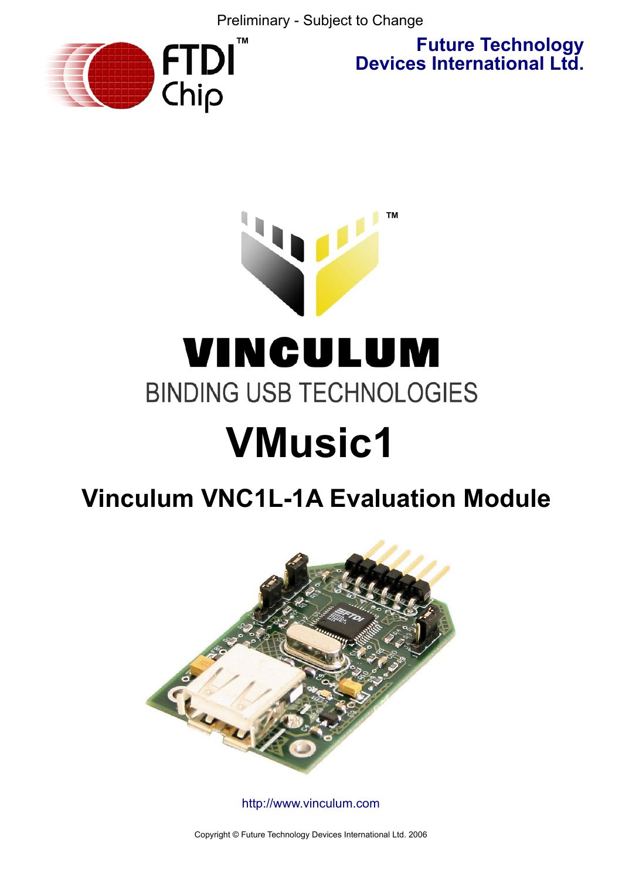Preliminary - Subject to Change

**Future Technology Devices International Ltd.**

# VINCULUM

BINDING USB TECHNOLOGIES

# VMusic1

## Vinculum VNC1L-1A Evaluation Module

http://www.vinculum.com

Copyright © Future Technology Devices International Ltd. 2006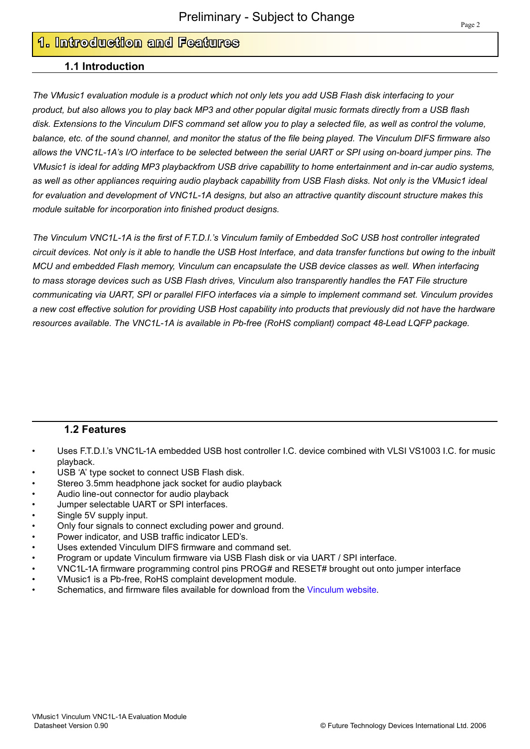# 1. Introduction and Features

## 1.1 Introduction

*The VMusic1 evaluation module is a product which not only lets you add USB Flash disk interfacing to your product, but also allows you to play back MP3 and other popular digital music formats directly from a USB flash disk. Extensions to the Vinculum DIFS command set allow you to play a selected file, as well as control the volume, balance, etc. of the sound channel, and monitor the status of the file being played. The Vinculum DIFS firmware also allows the VNC1L-1A's I/O interface to be selected between the serial UART or SPI using on-board jumper pins. The VMusic1 is ideal for adding MP3 playbackfrom USB drive capabillity to home entertainment and in-car audio systems, as well as other appliances requiring audio playback capabillity from USB Flash disks. Not only is the VMusic1 ideal for evaluation and development of VNC1L-1A designs, but also an attractive quantity discount structure makes this module suitable for incorporation into finished product designs.*

*The Vinculum VNC1L-1A is the first of F.T.D.I.'s Vinculum family of Embedded SoC USB host controller integrated circuit devices. Not only is it able to handle the USB Host Interface, and data transfer functions but owing to the inbuilt MCU and embedded Flash memory, Vinculum can encapsulate the USB device classes as well. When interfacing to mass storage devices such as USB Flash drives, Vinculum also transparently handles the FAT File structure communicating via UART, SPI or parallel FIFO interfaces via a simple to implement command set. Vinculum provides a new cost effective solution for providing USB Host capability into products that previously did not have the hardware resources available. The VNC1L-1A is available in Pb-free (RoHS compliant) compact 48-Lead LQFP package.*

## 1.2 Features

- Uses F.T.D.I.'s VNC1L-1A embedded USB host controller I.C. device combined with VLSI VS1003 I.C. for music playback.
- USB 'A' type socket to connect USB Flash disk.
- Stereo 3.5mm headphone jack socket for audio playback
- Audio line-out connector for audio playback
- Jumper selectable UART or SPI interfaces.
- Single 5V supply input.
- Only four signals to connect excluding power and ground.
- Power indicator, and USB traffic indicator LED's.
- Uses extended Vinculum DIFS firmware and command set.
- Program or update Vinculum firmware via USB Flash disk or via UART / SPI interface.
- VNC1L-1A firmware programming control pins PROG# and RESET# brought out onto jumper interface
- VMusic1 is a Pb-free, RoHS complaint development module.
- Schematics, and firmware files available for download from the Vinculum website.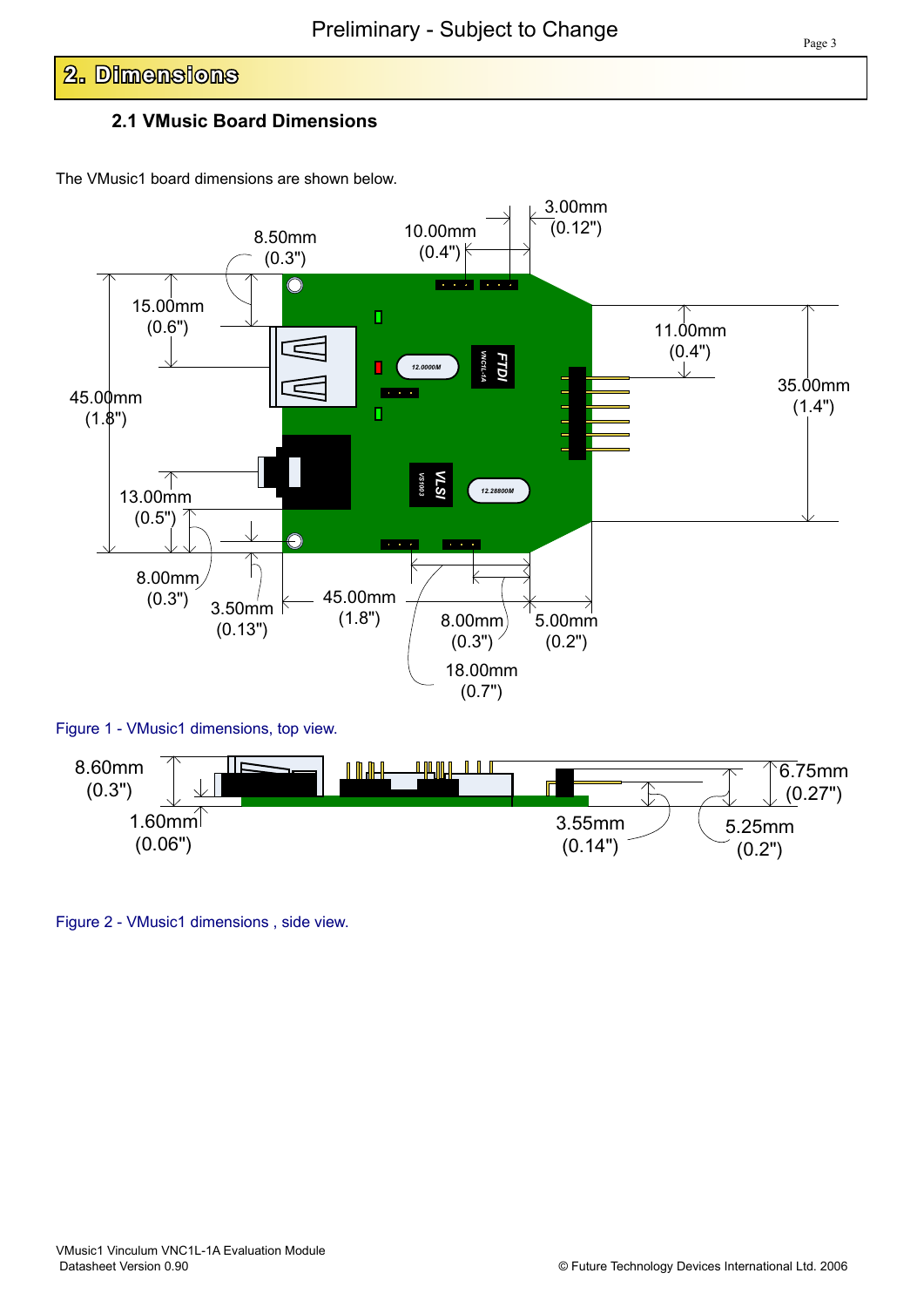## 2. Dimensions

### 2.1 VMusic Board Dimensions

The VMusic1 board dimensions are shown below.

Figure 1 - VMusic1 dimensions, top view.

Figure 2 - VMusic1 dimensions , side view.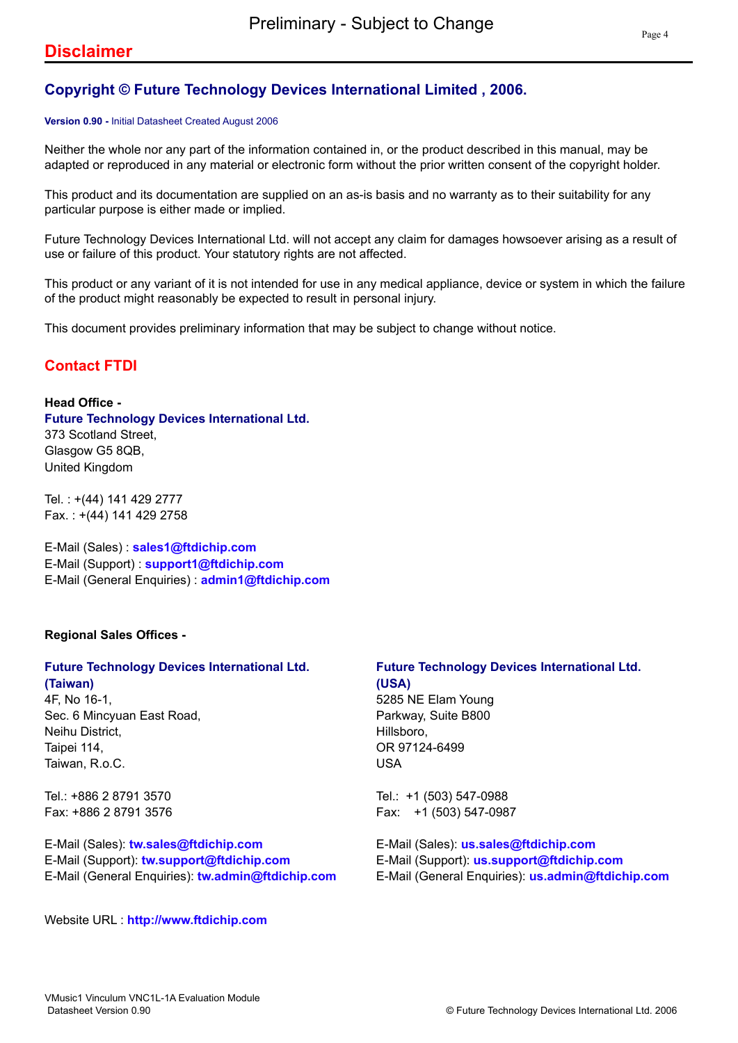# Disclaimer

## Copyright © Future Technology Devices International Limited , 2006.

**Version 0.90 -** Initial Datasheet Created August 2006

Neither the whole nor any part of the information contained in, or the product described in this manual, may be adapted or reproduced in any material or electronic form without the prior written consent of the copyright holder.

This product and its documentation are supplied on an as-is basis and no warranty as to their suitability for any particular purpose is either made or implied.

Future Technology Devices International Ltd. will not accept any claim for damages howsoever arising as a result of use or failure of this product. Your statutory rights are not affected.

This product or any variant of it is not intended for use in any medical appliance, device or system in which the failure of the product might reasonably be expected to result in personal injury.

This document provides preliminary information that may be subject to change without notice.

# Contact FTDI

**Head Office -**
**Future Technology Devices International Ltd.**
373 Scotland Street,
Glasgow G5 8QB,
United Kingdom

Tel. : +(44) 141 429 2777
Fax. : +(44) 141 429 2758

E-Mail (Sales) : **sales1@ftdichip.com**
E-Mail (Support) : **support1@ftdichip.com**
E-Mail (General Enquiries) : **admin1@ftdichip.com**

**Regional Sales Offices -**

**Future Technology Devices International Ltd. (Taiwan)**
4F, No 16-1,
Sec. 6 Mincyuan East Road,
Neihu District,
Taipei 114,
Taiwan, R.o.C.

Tel.: +886 2 8791 3570
Fax: +886 2 8791 3576

E-Mail (Sales): **tw.sales@ftdichip.com**
E-Mail (Support): **tw.support@ftdichip.com**
E-Mail (General Enquiries): **tw.admin@ftdichip.com**

**Future Technology Devices International Ltd. (USA)**
5285 NE Elam Young
Parkway, Suite B800
Hillsboro,
OR 97124-6499
USA

Tel.: +1 (503) 547-0988
Fax: +1 (503) 547-0987

E-Mail (Sales): **us.sales@ftdichip.com**
E-Mail (Support): **us.support@ftdichip.com**
E-Mail (General Enquiries): **us.admin@ftdichip.com**

Website URL : **http://www.ftdichip.com**